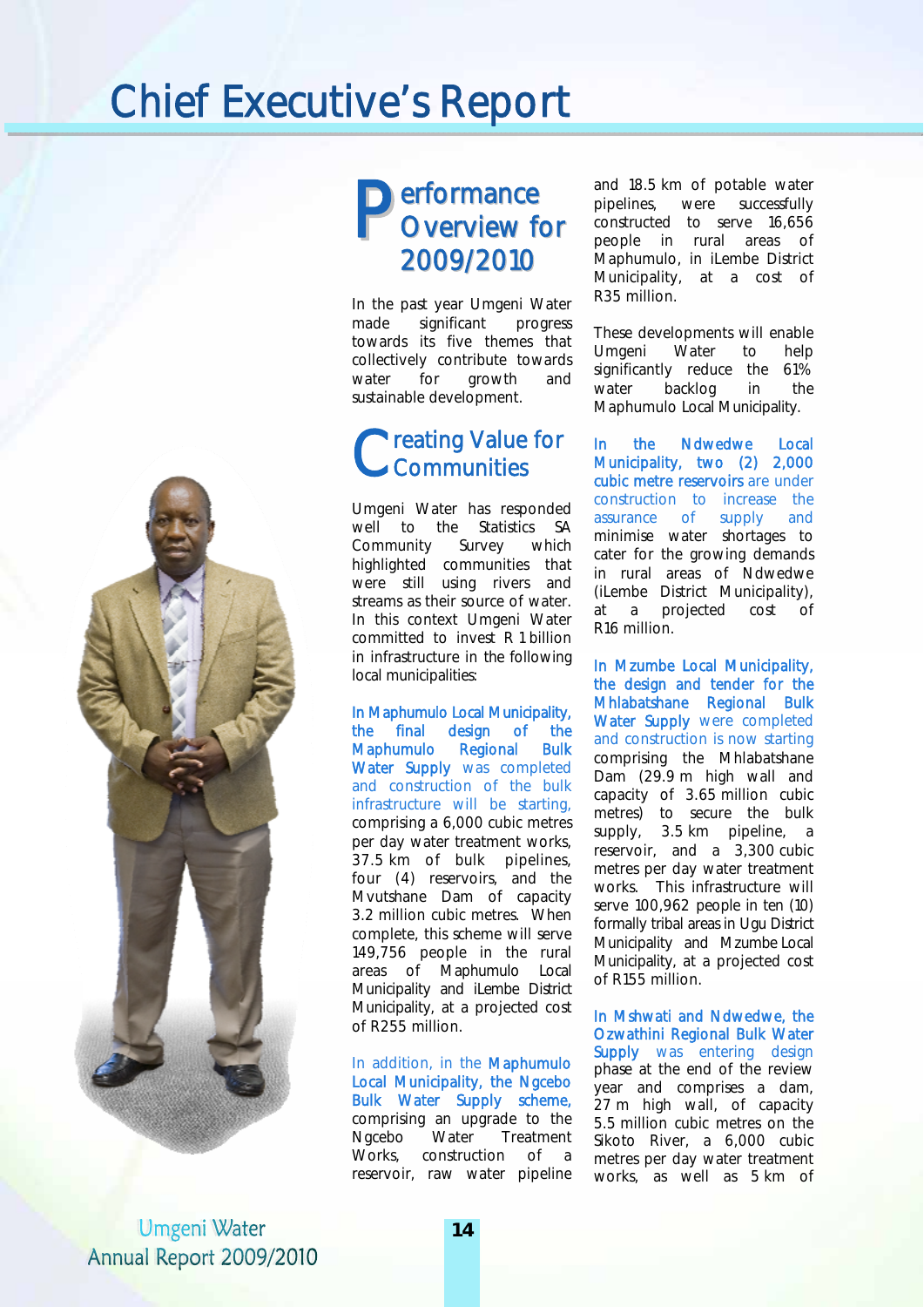# Chief Executive's Report

## Performance Overview for 2009/2010

In the past year Umgeni Water made significant progress towards its five themes that collectively contribute towards water for growth and sustainable development.

## Creating Value for Communities

Umgeni Water has responded well to the Statistics SA Community Survey which highlighted communities that were still using rivers and streams as their source of water. In this context Umgeni Water committed to invest R 1 billion in infrastructure in the following local municipalities:

In Maphumulo Local Municipality, the final design of the Maphumulo Regional Bulk Water Supply was completed and construction of the bulk infrastructure will be starting, comprising a 6,000 cubic metres per day water treatment works, 37.5 km of bulk pipelines, four (4) reservoirs, and the Mvutshane Dam of capacity 3.2 million cubic metres. When complete, this scheme will serve 149,756 people in the rural areas of Maphumulo Local Municipality and iLembe District Municipality, at a projected cost of R255 million.

In addition, in the Maphumulo Local Municipality, the Ngcebo Bulk Water Supply scheme, comprising an upgrade to the Ngcebo Water Treatment Works, construction of a reservoir, raw water pipeline and 18.5 km of potable water pipelines, were successfully constructed to serve 16,656 people in rural areas of Maphumulo, in iLembe District Municipality, at a cost of R35 million.

These developments will enable Umgeni Water to help significantly reduce the 61% water backlog in the Maphumulo Local Municipality.

In the Ndwedwe Local Municipality, two (2) 2,000 cubic metre reservoirs are under construction to increase the assurance of supply and minimise water shortages to cater for the growing demands in rural areas of Ndwedwe (iLembe District Municipality), at a projected cost of R16 million.

In Mzumbe Local Municipality, the design and tender for the Mhlabatshane Regional Bulk Water Supply were completed and construction is now starting comprising the Mhlabatshane Dam (29.9 m high wall and capacity of 3.65 million cubic metres) to secure the bulk supply, 3.5 km pipeline, a reservoir, and a 3,300 cubic metres per day water treatment works. This infrastructure will serve 100,962 people in ten (10) formally tribal areas in Ugu District Municipality and Mzumbe Local Municipality, at a projected cost of R155 million.

In Mshwati and Ndwedwe, the Ozwathini Regional Bulk Water Supply was entering design phase at the end of the review year and comprises a dam, 27 m high wall, of capacity 5.5 million cubic metres on the Sikoto River, a 6,000 cubic metres per day water treatment works, as well as 5 km of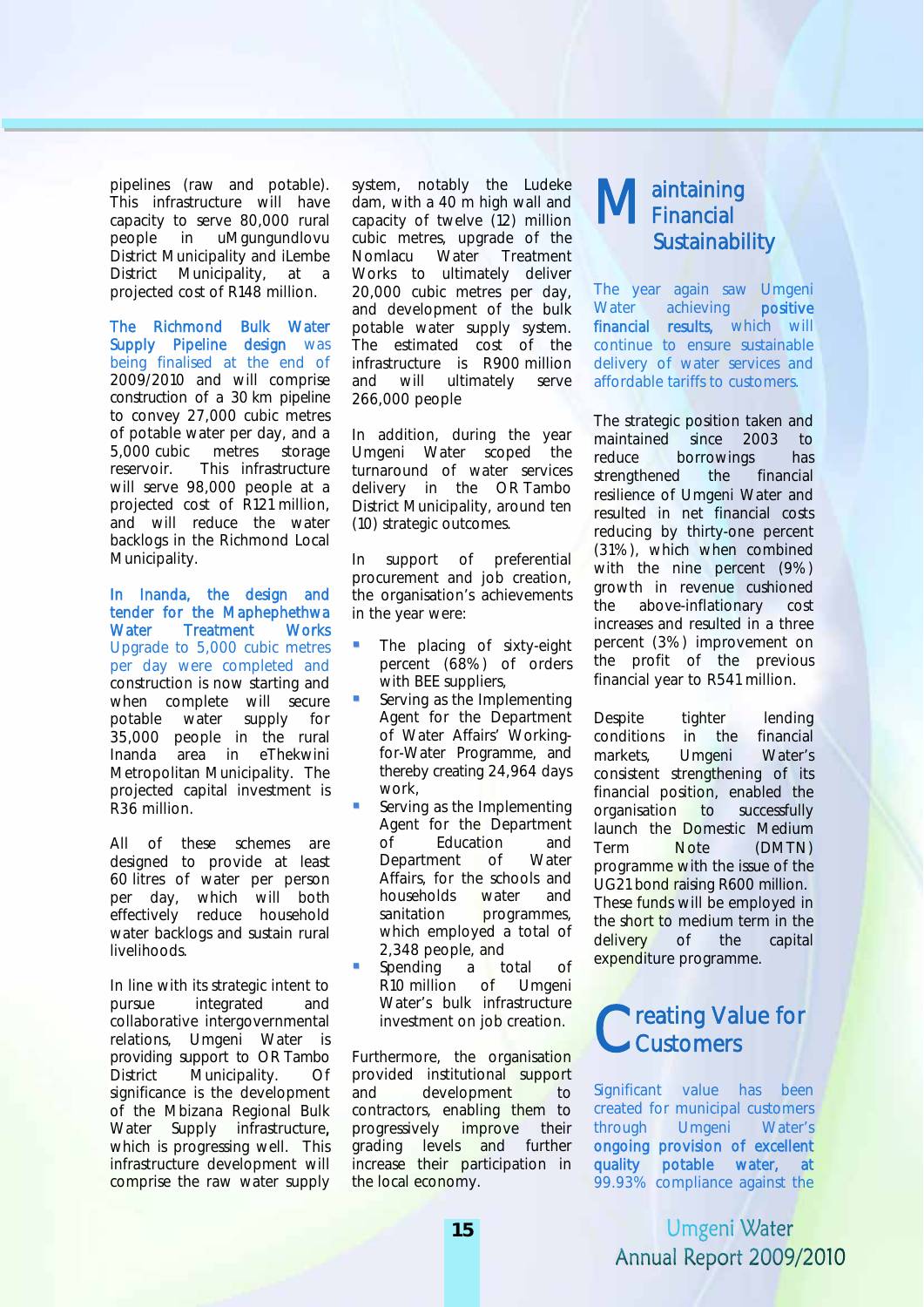pipelines (raw and potable). This infrastructure will have capacity to serve 80,000 rural people in uMgungundlovu District Municipality and iLembe District Municipality, at a projected cost of R148 million.

The Richmond Bulk Water Supply Pipeline design was being finalised at the end of 2009/2010 and will comprise construction of a 30 km pipeline to convey 27,000 cubic metres of potable water per day, and a 5,000 cubic metres storage reservoir. This infrastructure will serve 98,000 people at a projected cost of R121 million, and will reduce the water backlogs in the Richmond Local Municipality.

In Inanda, the design and tender for the Maphephethwa Water Treatment Works Upgrade to 5,000 cubic metres per day were completed and construction is now starting and when complete will secure potable water supply for 35,000 people in the rural Inanda area in eThekwini Metropolitan Municipality. The projected capital investment is R36 million.

All of these schemes are designed to provide at least 60 litres of water per person per day, which will both effectively reduce household water backlogs and sustain rural livelihoods.

In line with its strategic intent to pursue integrated and collaborative intergovernmental relations, Umgeni Water is providing support to OR Tambo District Municipality. Of significance is the development of the Mbizana Regional Bulk Water Supply infrastructure, which is progressing well. This infrastructure development will comprise the raw water supply system, notably the Ludeke dam, with a 40 m high wall and capacity of twelve (12) million cubic metres, upgrade of the Nomlacu Water Treatment Works to ultimately deliver 20,000 cubic metres per day, and development of the bulk potable water supply system. The estimated cost of the infrastructure is R900 million and will ultimately serve 266,000 people

In addition, during the year Umgeni Water scoped the turnaround of water services delivery in the OR Tambo District Municipality, around ten (10) strategic outcomes.

In support of preferential procurement and job creation, the organisation's achievements in the year were:

- The placing of sixty-eight percent (68%) of orders with BEE suppliers,
- Serving as the Implementing Agent for the Department of Water Affairs' Working-for-Water Programme, and thereby creating 24,964 days work,
- Serving as the Implementing Agent for the Department of Education and Department of Water Affairs, for the schools and households water and sanitation programmes, which employed a total of 2,348 people, and
- Spending a total of R10 million of Umgeni Water's bulk infrastructure investment on job creation.

Furthermore, the organisation provided institutional support and development to contractors, enabling them to progressively improve their grading levels and further increase their participation in the local economy.

## Maintaining Financial Sustainability

The year again saw Umgeni Water achieving **positive financial results,** which will continue to ensure sustainable delivery of water services and affordable tariffs to customers.

The strategic position taken and maintained since 2003 to reduce borrowings has strengthened the financial resilience of Umgeni Water and resulted in net financial costs reducing by thirty-one percent (31%), which when combined with the nine percent (9%) growth in revenue cushioned the above-inflationary cost increases and resulted in a three percent (3%) improvement on the profit of the previous financial year to R541 million.

Despite tighter lending conditions in the financial markets, Umgeni Water's consistent strengthening of its financial position, enabled the organisation to successfully launch the Domestic Medium Term Note (DMTN) programme with the issue of the UG21 bond raising R600 million. These funds will be employed in the short to medium term in the delivery of the capital expenditure programme.

## Creating Value for Customers

Significant value has been created for municipal customers through Umgeni Water's **ongoing provision of excellent quality potable water,** at 99.93% compliance against the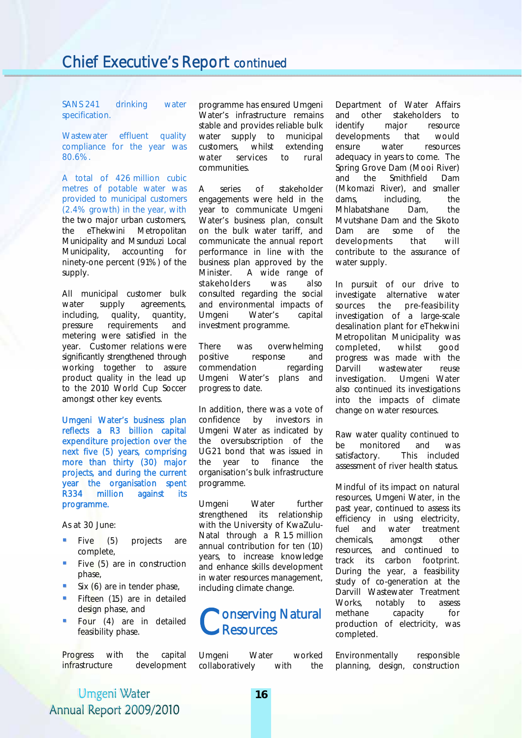SANS 241 drinking water specification.

Wastewater effluent quality compliance for the year was 80.6%.

A total of 426 million cubic metres of potable water was provided to municipal customers (2.4% growth) in the year, with the two major urban customers, the eThekwini Metropolitan Municipality and Msunduzi Local Municipality, accounting for ninety-one percent (91%) of the supply.

All municipal customer bulk water supply agreements, including, quality, quantity, pressure requirements and metering were satisfied in the year. Customer relations were significantly strengthened through working together to assure product quality in the lead up to the 2010 World Cup Soccer amongst other key events.

**Umgeni Water's business plan reflects a R3 billion capital expenditure projection over the next five (5) years, comprising more than thirty (30) major projects, and during the current year the organisation spent R334 million against its programme.**

As at 30 June:

- Five (5) projects are complete,
- Five (5) are in construction phase,
- Six (6) are in tender phase,
- Fifteen (15) are in detailed design phase, and
- Four (4) are in detailed feasibility phase.

Progress with the capital infrastructure development programme has ensured Umgeni Water's infrastructure remains stable and provides reliable bulk water supply to municipal customers, whilst extending water services to rural communities.

A series of stakeholder engagements were held in the year to communicate Umgeni Water's business plan, consult on the bulk water tariff, and communicate the annual report performance in line with the business plan approved by the Minister. A wide range of stakeholders was also consulted regarding the social and environmental impacts of Umgeni Water's capital investment programme.

There was overwhelming positive response and commendation regarding Umgeni Water's plans and progress to date.

In addition, there was a vote of confidence by investors in Umgeni Water as indicated by the oversubscription of the UG21 bond that was issued in the year to finance the organisation's bulk infrastructure programme.

Umgeni Water further strengthened its relationship with the University of KwaZulu-Natal through a R1.5 million annual contribution for ten (10) years, to increase knowledge and enhance skills development in water resources management, including climate change.

## Conserving Natural Resources

Umgeni Water worked collaboratively with the Department of Water Affairs and other stakeholders to identify major resource developments that would ensure water resources adequacy in years to come. The Spring Grove Dam (Mooi River) and the Smithfield Dam (Mkomazi River), and smaller dams, including, the Mhlabatshane Dam, the Mvutshane Dam and the Sikoto Dam are some of the developments that will contribute to the assurance of water supply.

In pursuit of our drive to investigate alternative water sources the pre-feasibility investigation of a large-scale desalination plant for eThekwini Metropolitan Municipality was completed, whilst good progress was made with the Darvill wastewater reuse investigation. Umgeni Water also continued its investigations into the impacts of climate change on water resources.

Raw water quality continued to be monitored and was satisfactory. This included assessment of river health status.

Mindful of its impact on natural resources, Umgeni Water, in the past year, continued to assess its efficiency in using electricity, fuel and water treatment chemicals, amongst other resources, and continued to track its carbon footprint. During the year, a feasibility study of co-generation at the Darvill Wastewater Treatment Works, notably to assess methane capacity for production of electricity, was completed.

Environmentally responsible planning, design, construction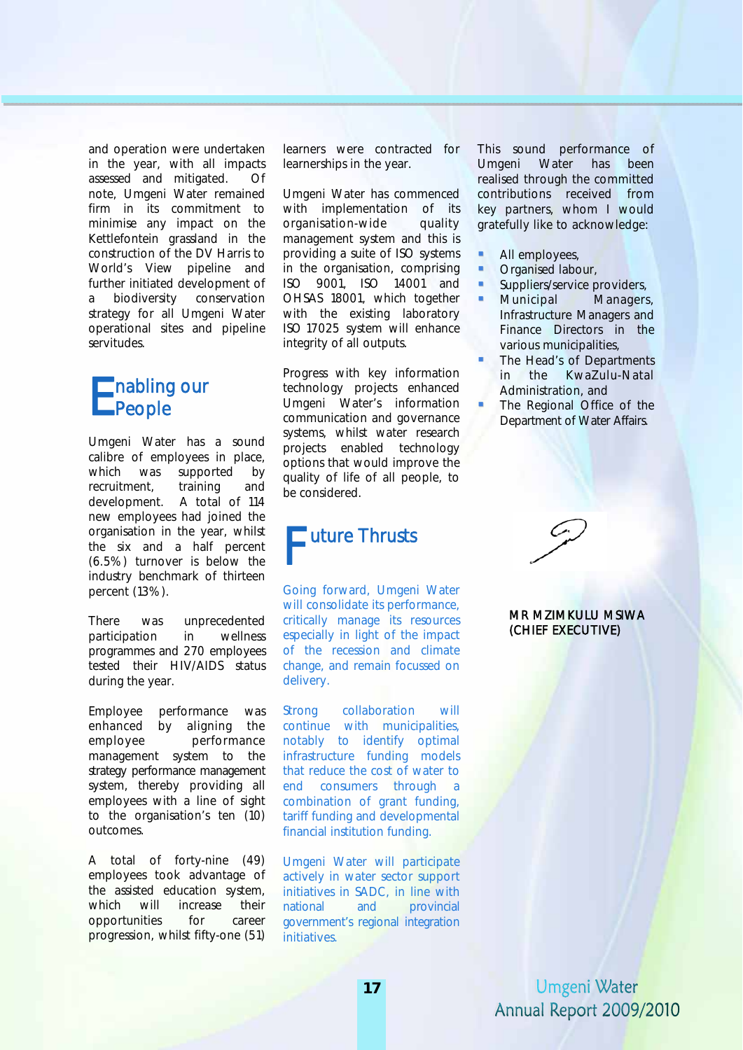and operation were undertaken in the year, with all impacts assessed and mitigated. Of note, Umgeni Water remained firm in its commitment to minimise any impact on the Kettlefontein grassland in the construction of the DV Harris to World's View pipeline and further initiated development of a biodiversity conservation strategy for all Umgeni Water operational sites and pipeline servitudes.

## Enabling our People

Umgeni Water has a sound calibre of employees in place, which was supported by recruitment, training and development. A total of 114 new employees had joined the organisation in the year, whilst the six and a half percent (6.5%) turnover is below the industry benchmark of thirteen percent (13%).

There was unprecedented participation in wellness programmes and 270 employees tested their HIV/AIDS status during the year.

Employee performance was enhanced by aligning the employee performance management system to the strategy performance management system, thereby providing all employees with a line of sight to the organisation's ten (10) outcomes.

A total of forty-nine (49) employees took advantage of the assisted education system, which will increase their opportunities for career progression, whilst fifty-one (51) learners were contracted for learnerships in the year.

Umgeni Water has commenced with implementation of its organisation-wide quality management system and this is providing a suite of ISO systems in the organisation, comprising ISO 9001, ISO 14001 and OHSAS 18001, which together with the existing laboratory ISO 17025 system will enhance integrity of all outputs.

Progress with key information technology projects enhanced Umgeni Water's information communication and governance systems, whilst water research projects enabled technology options that would improve the quality of life of all people, to be considered.

## Future Thrusts

Going forward, Umgeni Water will consolidate its performance, critically manage its resources especially in light of the impact of the recession and climate change, and remain focussed on delivery.

Strong collaboration will continue with municipalities, notably to identify optimal infrastructure funding models that reduce the cost of water to end consumers through a combination of grant funding, tariff funding and developmental financial institution funding.

Umgeni Water will participate actively in water sector support initiatives in SADC, in line with national and provincial government's regional integration initiatives.

This sound performance of Umgeni Water has been realised through the committed contributions received from key partners, whom I would gratefully like to acknowledge:

- All employees,
- Organised labour,
- Suppliers/service providers,
- Municipal Managers, Infrastructure Managers and Finance Directors in the various municipalities,
- The Head's of Departments in the KwaZulu-Natal Administration, and
- The Regional Office of the Department of Water Affairs.

**MR MZIMKULU MSIWA**
**(CHIEF EXECUTIVE)**